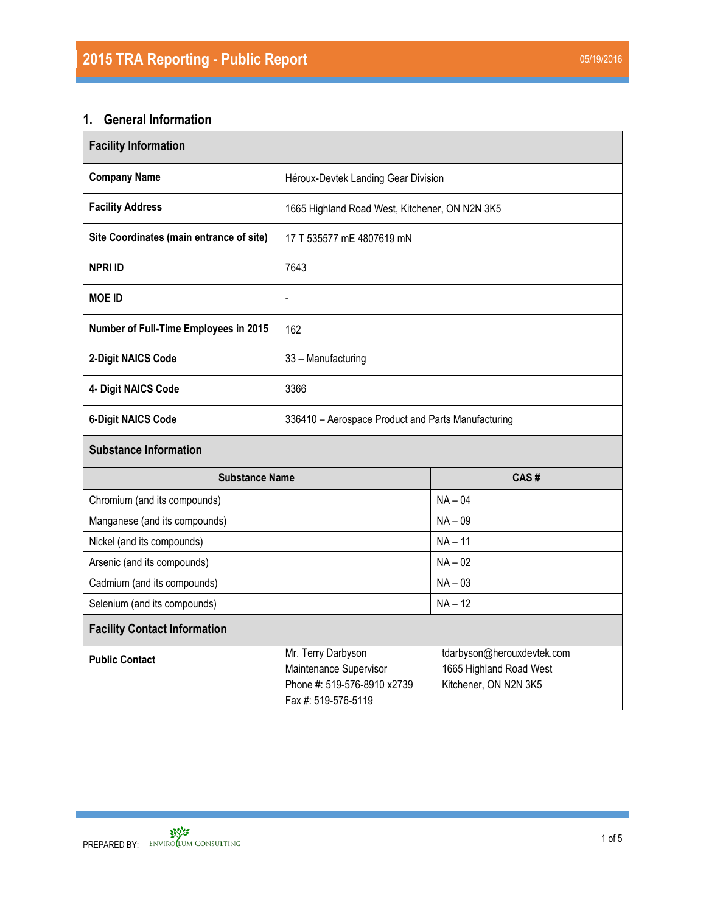# 2015 TRA Reporting - Public Report

05/19/2016

## 1. General Information

| Facility Information | |
|---|---|
| **Company Name** | Héroux-Devtek Landing Gear Division |
| **Facility Address** | 1665 Highland Road West, Kitchener, ON N2N 3K5 |
| **Site Coordinates (main entrance of site)** | 17 T 535577 mE 4807619 mN |
| **NPRI ID** | 7643 |
| **MOE ID** | - |
| **Number of Full-Time Employees in 2015** | 162 |
| **2-Digit NAICS Code** | 33 – Manufacturing |
| **4- Digit NAICS Code** | 3366 |
| **6-Digit NAICS Code** | 336410 – Aerospace Product and Parts Manufacturing |

**Substance Information**

| Substance Name | CAS # |
|---|---|
| Chromium (and its compounds) | NA – 04 |
| Manganese (and its compounds) | NA – 09 |
| Nickel (and its compounds) | NA – 11 |
| Arsenic (and its compounds) | NA – 02 |
| Cadmium (and its compounds) | NA – 03 |
| Selenium (and its compounds) | NA – 12 |

**Facility Contact Information**

| | | |
|---|---|---|
| **Public Contact** | Mr. Terry Darbyson<br>Maintenance Supervisor<br>Phone #: 519-576-8910 x2739<br>Fax #: 519-576-5119 | tdarbyson@herouxdevtek.com<br>1665 Highland Road West<br>Kitchener, ON N2N 3K5 |

PREPARED BY: ENVIROCLUM CONSULTING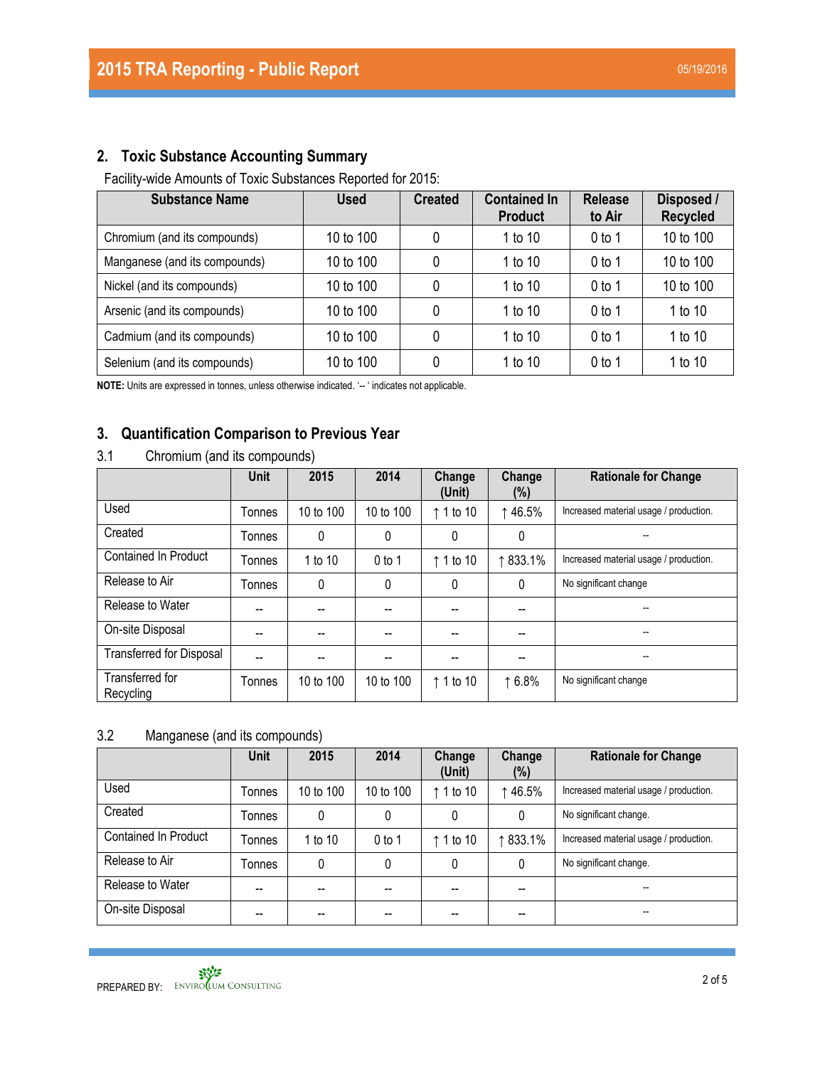## 2. Toxic Substance Accounting Summary

Facility-wide Amounts of Toxic Substances Reported for 2015:

| Substance Name | Used | Created | Contained In Product | Release to Air | Disposed / Recycled |
|---|---|---|---|---|---|
| Chromium (and its compounds) | 10 to 100 | 0 | 1 to 10 | 0 to 1 | 10 to 100 |
| Manganese (and its compounds) | 10 to 100 | 0 | 1 to 10 | 0 to 1 | 10 to 100 |
| Nickel (and its compounds) | 10 to 100 | 0 | 1 to 10 | 0 to 1 | 10 to 100 |
| Arsenic (and its compounds) | 10 to 100 | 0 | 1 to 10 | 0 to 1 | 1 to 10 |
| Cadmium (and its compounds) | 10 to 100 | 0 | 1 to 10 | 0 to 1 | 1 to 10 |
| Selenium (and its compounds) | 10 to 100 | 0 | 1 to 10 | 0 to 1 | 1 to 10 |

**NOTE:** Units are expressed in tonnes, unless otherwise indicated. '-- ' indicates not applicable.

## 3. Quantification Comparison to Previous Year

### 3.1 Chromium (and its compounds)

| | Unit | 2015 | 2014 | Change (Unit) | Change (%) | Rationale for Change |
|---|---|---|---|---|---|---|
| Used | Tonnes | 10 to 100 | 10 to 100 | ↑ 1 to 10 | ↑ 46.5% | Increased material usage / production. |
| Created | Tonnes | 0 | 0 | 0 | 0 | -- |
| Contained In Product | Tonnes | 1 to 10 | 0 to 1 | ↑ 1 to 10 | ↑ 833.1% | Increased material usage / production. |
| Release to Air | Tonnes | 0 | 0 | 0 | 0 | No significant change |
| Release to Water | -- | -- | -- | -- | -- | -- |
| On-site Disposal | -- | -- | -- | -- | -- | -- |
| Transferred for Disposal | -- | -- | -- | -- | -- | -- |
| Transferred for Recycling | Tonnes | 10 to 100 | 10 to 100 | ↑ 1 to 10 | ↑ 6.8% | No significant change |

### 3.2 Manganese (and its compounds)

| | Unit | 2015 | 2014 | Change (Unit) | Change (%) | Rationale for Change |
|---|---|---|---|---|---|---|
| Used | Tonnes | 10 to 100 | 10 to 100 | ↑ 1 to 10 | ↑ 46.5% | Increased material usage / production. |
| Created | Tonnes | 0 | 0 | 0 | 0 | No significant change. |
| Contained In Product | Tonnes | 1 to 10 | 0 to 1 | ↑ 1 to 10 | ↑ 833.1% | Increased material usage / production. |
| Release to Air | Tonnes | 0 | 0 | 0 | 0 | No significant change. |
| Release to Water | -- | -- | -- | -- | -- | -- |
| On-site Disposal | -- | -- | -- | -- | -- | -- |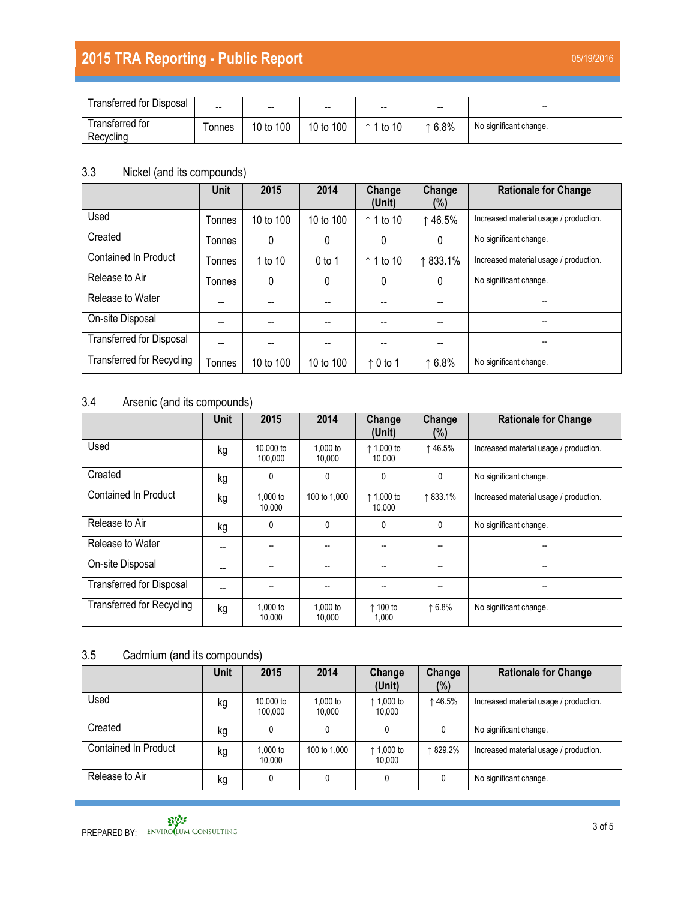| | | | | | | |
|---|---|---|---|---|---|---|
| Transferred for Disposal | -- | -- | -- | -- | -- | -- |
| Transferred for Recycling | Tonnes | 10 to 100 | 10 to 100 | ↑ 1 to 10 | ↑ 6.8% | No significant change. |

## 3.3 Nickel (and its compounds)

| | Unit | 2015 | 2014 | Change (Unit) | Change (%) | Rationale for Change |
|---|---|---|---|---|---|---|
| Used | Tonnes | 10 to 100 | 10 to 100 | ↑ 1 to 10 | ↑ 46.5% | Increased material usage / production. |
| Created | Tonnes | 0 | 0 | 0 | 0 | No significant change. |
| Contained In Product | Tonnes | 1 to 10 | 0 to 1 | ↑ 1 to 10 | ↑ 833.1% | Increased material usage / production. |
| Release to Air | Tonnes | 0 | 0 | 0 | 0 | No significant change. |
| Release to Water | -- | -- | -- | -- | -- | -- |
| On-site Disposal | -- | -- | -- | -- | -- | -- |
| Transferred for Disposal | -- | -- | -- | -- | -- | -- |
| Transferred for Recycling | Tonnes | 10 to 100 | 10 to 100 | ↑ 0 to 1 | ↑ 6.8% | No significant change. |

## 3.4 Arsenic (and its compounds)

| | Unit | 2015 | 2014 | Change (Unit) | Change (%) | Rationale for Change |
|---|---|---|---|---|---|---|
| Used | kg | 10,000 to 100,000 | 1,000 to 10,000 | ↑ 1,000 to 10,000 | ↑ 46.5% | Increased material usage / production. |
| Created | kg | 0 | 0 | 0 | 0 | No significant change. |
| Contained In Product | kg | 1,000 to 10,000 | 100 to 1,000 | ↑ 1,000 to 10,000 | ↑ 833.1% | Increased material usage / production. |
| Release to Air | kg | 0 | 0 | 0 | 0 | No significant change. |
| Release to Water | -- | -- | -- | -- | -- | -- |
| On-site Disposal | -- | -- | -- | -- | -- | -- |
| Transferred for Disposal | -- | -- | -- | -- | -- | -- |
| Transferred for Recycling | kg | 1,000 to 10,000 | 1,000 to 10,000 | ↑ 100 to 1,000 | ↑ 6.8% | No significant change. |

## 3.5 Cadmium (and its compounds)

| | Unit | 2015 | 2014 | Change (Unit) | Change (%) | Rationale for Change |
|---|---|---|---|---|---|---|
| Used | kg | 10,000 to 100,000 | 1,000 to 10,000 | ↑ 1,000 to 10,000 | ↑ 46.5% | Increased material usage / production. |
| Created | kg | 0 | 0 | 0 | 0 | No significant change. |
| Contained In Product | kg | 1,000 to 10,000 | 100 to 1,000 | ↑ 1,000 to 10,000 | ↑ 829.2% | Increased material usage / production. |
| Release to Air | kg | 0 | 0 | 0 | 0 | No significant change. |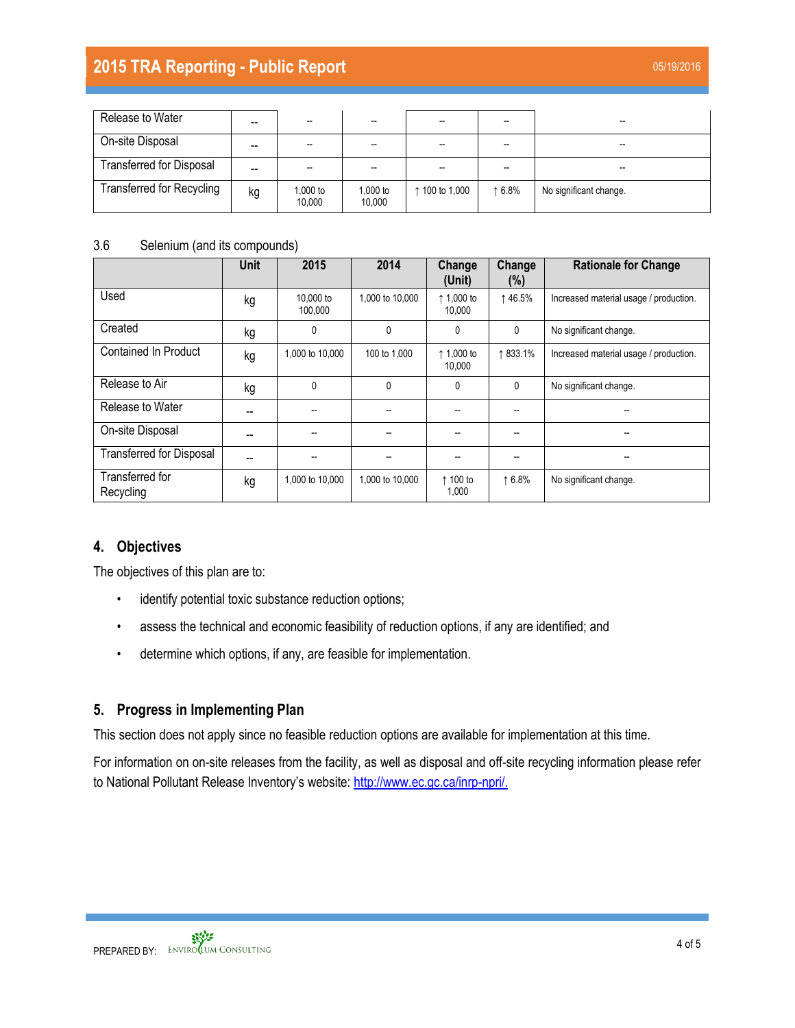| Release to Water | -- | -- | -- | -- | -- | -- |
|---|---|---|---|---|---|---|
| On-site Disposal | -- | -- | -- | -- | -- | -- |
| Transferred for Disposal | -- | -- | -- | -- | -- | -- |
| Transferred for Recycling | kg | 1,000 to 10,000 | 1,000 to 10,000 | ↑ 100 to 1,000 | ↑ 6.8% | No significant change. |

### 3.6 Selenium (and its compounds)

| | Unit | 2015 | 2014 | Change (Unit) | Change (%) | Rationale for Change |
|---|---|---|---|---|---|---|
| Used | kg | 10,000 to 100,000 | 1,000 to 10,000 | ↑ 1,000 to 10,000 | ↑ 46.5% | Increased material usage / production. |
| Created | kg | 0 | 0 | 0 | 0 | No significant change. |
| Contained In Product | kg | 1,000 to 10,000 | 100 to 1,000 | ↑ 1,000 to 10,000 | ↑ 833.1% | Increased material usage / production. |
| Release to Air | kg | 0 | 0 | 0 | 0 | No significant change. |
| Release to Water | -- | -- | -- | -- | -- | -- |
| On-site Disposal | -- | -- | -- | -- | -- | -- |
| Transferred for Disposal | -- | -- | -- | -- | -- | -- |
| Transferred for Recycling | kg | 1,000 to 10,000 | 1,000 to 10,000 | ↑ 100 to 1,000 | ↑ 6.8% | No significant change. |

## 4. Objectives

The objectives of this plan are to:

- identify potential toxic substance reduction options;
- assess the technical and economic feasibility of reduction options, if any are identified; and
- determine which options, if any, are feasible for implementation.

## 5. Progress in Implementing Plan

This section does not apply since no feasible reduction options are available for implementation at this time.

For information on on-site releases from the facility, as well as disposal and off-site recycling information please refer to National Pollutant Release Inventory's website: http://www.ec.gc.ca/inrp-npri/.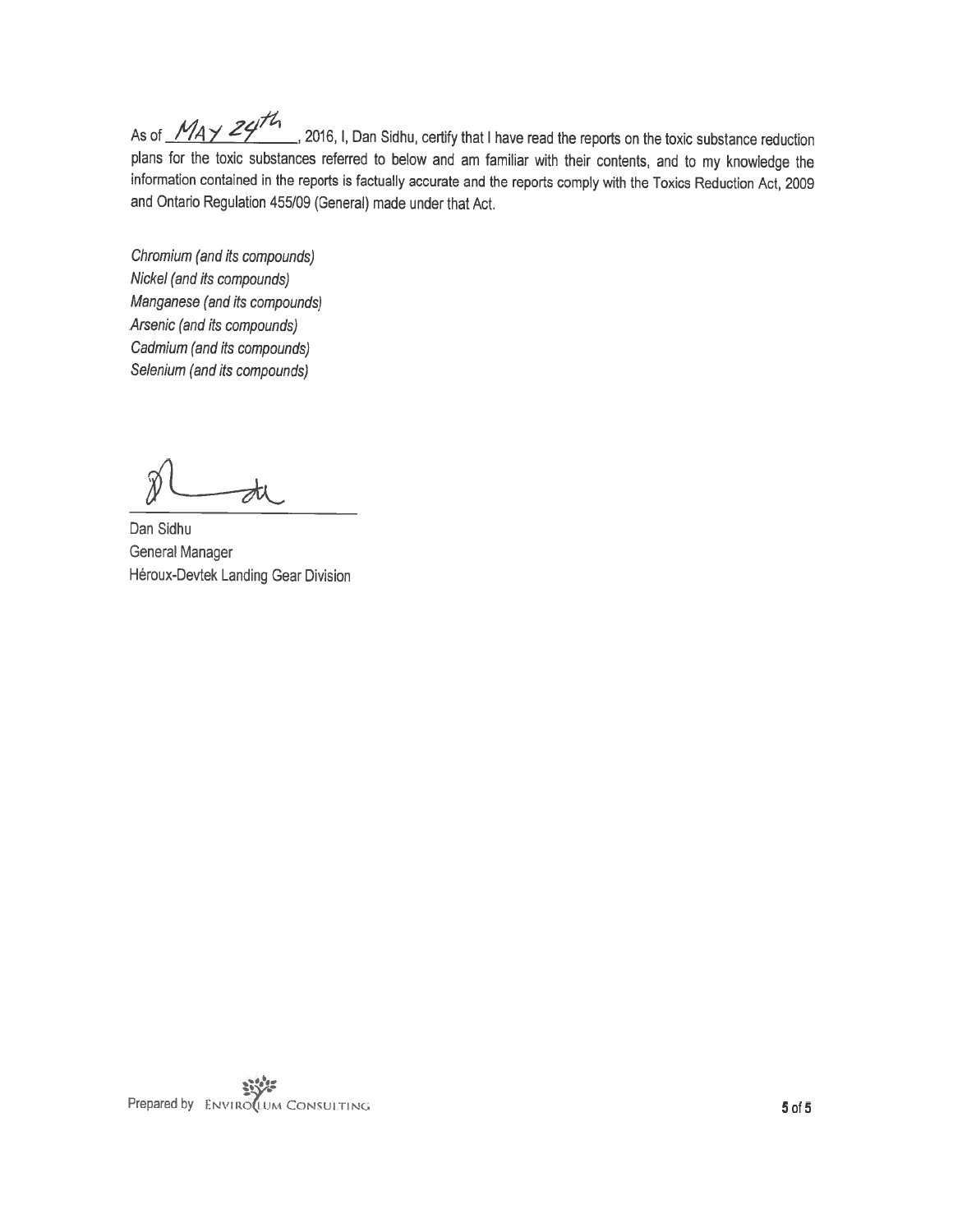As of MAY 24th, 2016, I, Dan Sidhu, certify that I have read the reports on the toxic substance reduction plans for the toxic substances referred to below and am familiar with their contents, and to my knowledge the information contained in the reports is factually accurate and the reports comply with the Toxics Reduction Act, 2009 and Ontario Regulation 455/09 (General) made under that Act.

*Chromium (and its compounds)*
*Nickel (and its compounds)*
*Manganese (and its compounds)*
*Arsenic (and its compounds)*
*Cadmium (and its compounds)*
*Selenium (and its compounds)*

Dan Sidhu
General Manager
Héroux-Devtek Landing Gear Division

Prepared by Enviroclum Consulting